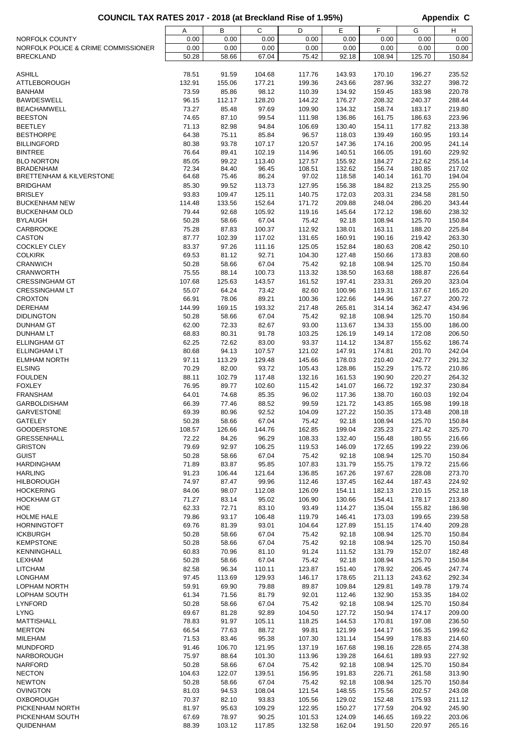## COUNCIL TAX RATES 2017 - 2018 (at Breckland Rise of 1.95%)

**Appendix C**

| | A | B | C | D | E | F | G | H |
|---|---|---|---|---|---|---|---|---|
| NORFOLK COUNTY | 0.00 | 0.00 | 0.00 | 0.00 | 0.00 | 0.00 | 0.00 | 0.00 |
| NORFOLK POLICE & CRIME COMMISSIONER | 0.00 | 0.00 | 0.00 | 0.00 | 0.00 | 0.00 | 0.00 | 0.00 |
| BRECKLAND | 50.28 | 58.66 | 67.04 | 75.42 | 92.18 | 108.94 | 125.70 | 150.84 |
| ASHILL | 78.51 | 91.59 | 104.68 | 117.76 | 143.93 | 170.10 | 196.27 | 235.52 |
| ATTLEBOROUGH | 132.91 | 155.06 | 177.21 | 199.36 | 243.66 | 287.96 | 332.27 | 398.72 |
| BANHAM | 73.59 | 85.86 | 98.12 | 110.39 | 134.92 | 159.45 | 183.98 | 220.78 |
| BAWDESWELL | 96.15 | 112.17 | 128.20 | 144.22 | 176.27 | 208.32 | 240.37 | 288.44 |
| BEACHAMWELL | 73.27 | 85.48 | 97.69 | 109.90 | 134.32 | 158.74 | 183.17 | 219.80 |
| BEESTON | 74.65 | 87.10 | 99.54 | 111.98 | 136.86 | 161.75 | 186.63 | 223.96 |
| BEETLEY | 71.13 | 82.98 | 94.84 | 106.69 | 130.40 | 154.11 | 177.82 | 213.38 |
| BESTHORPE | 64.38 | 75.11 | 85.84 | 96.57 | 118.03 | 139.49 | 160.95 | 193.14 |
| BILLINGFORD | 80.38 | 93.78 | 107.17 | 120.57 | 147.36 | 174.16 | 200.95 | 241.14 |
| BINTREE | 76.64 | 89.41 | 102.19 | 114.96 | 140.51 | 166.05 | 191.60 | 229.92 |
| BLO NORTON | 85.05 | 99.22 | 113.40 | 127.57 | 155.92 | 184.27 | 212.62 | 255.14 |
| BRADENHAM | 72.34 | 84.40 | 96.45 | 108.51 | 132.62 | 156.74 | 180.85 | 217.02 |
| BRETTENHAM & KILVERSTONE | 64.68 | 75.46 | 86.24 | 97.02 | 118.58 | 140.14 | 161.70 | 194.04 |
| BRIDGHAM | 85.30 | 99.52 | 113.73 | 127.95 | 156.38 | 184.82 | 213.25 | 255.90 |
| BRISLEY | 93.83 | 109.47 | 125.11 | 140.75 | 172.03 | 203.31 | 234.58 | 281.50 |
| BUCKENHAM NEW | 114.48 | 133.56 | 152.64 | 171.72 | 209.88 | 248.04 | 286.20 | 343.44 |
| BUCKENHAM OLD | 79.44 | 92.68 | 105.92 | 119.16 | 145.64 | 172.12 | 198.60 | 238.32 |
| BYLAUGH | 50.28 | 58.66 | 67.04 | 75.42 | 92.18 | 108.94 | 125.70 | 150.84 |
| CARBROOKE | 75.28 | 87.83 | 100.37 | 112.92 | 138.01 | 163.11 | 188.20 | 225.84 |
| CASTON | 87.77 | 102.39 | 117.02 | 131.65 | 160.91 | 190.16 | 219.42 | 263.30 |
| COCKLEY CLEY | 83.37 | 97.26 | 111.16 | 125.05 | 152.84 | 180.63 | 208.42 | 250.10 |
| COLKIRK | 69.53 | 81.12 | 92.71 | 104.30 | 127.48 | 150.66 | 173.83 | 208.60 |
| CRANWICH | 50.28 | 58.66 | 67.04 | 75.42 | 92.18 | 108.94 | 125.70 | 150.84 |
| CRANWORTH | 75.55 | 88.14 | 100.73 | 113.32 | 138.50 | 163.68 | 188.87 | 226.64 |
| CRESSINGHAM GT | 107.68 | 125.63 | 143.57 | 161.52 | 197.41 | 233.31 | 269.20 | 323.04 |
| CRESSINGHAM LT | 55.07 | 64.24 | 73.42 | 82.60 | 100.96 | 119.31 | 137.67 | 165.20 |
| CROXTON | 66.91 | 78.06 | 89.21 | 100.36 | 122.66 | 144.96 | 167.27 | 200.72 |
| DEREHAM | 144.99 | 169.15 | 193.32 | 217.48 | 265.81 | 314.14 | 362.47 | 434.96 |
| DIDLINGTON | 50.28 | 58.66 | 67.04 | 75.42 | 92.18 | 108.94 | 125.70 | 150.84 |
| DUNHAM GT | 62.00 | 72.33 | 82.67 | 93.00 | 113.67 | 134.33 | 155.00 | 186.00 |
| DUNHAM LT | 68.83 | 80.31 | 91.78 | 103.25 | 126.19 | 149.14 | 172.08 | 206.50 |
| ELLINGHAM GT | 62.25 | 72.62 | 83.00 | 93.37 | 114.12 | 134.87 | 155.62 | 186.74 |
| ELLINGHAM LT | 80.68 | 94.13 | 107.57 | 121.02 | 147.91 | 174.81 | 201.70 | 242.04 |
| ELMHAM NORTH | 97.11 | 113.29 | 129.48 | 145.66 | 178.03 | 210.40 | 242.77 | 291.32 |
| ELSING | 70.29 | 82.00 | 93.72 | 105.43 | 128.86 | 152.29 | 175.72 | 210.86 |
| FOULDEN | 88.11 | 102.79 | 117.48 | 132.16 | 161.53 | 190.90 | 220.27 | 264.32 |
| FOXLEY | 76.95 | 89.77 | 102.60 | 115.42 | 141.07 | 166.72 | 192.37 | 230.84 |
| FRANSHAM | 64.01 | 74.68 | 85.35 | 96.02 | 117.36 | 138.70 | 160.03 | 192.04 |
| GARBOLDISHAM | 66.39 | 77.46 | 88.52 | 99.59 | 121.72 | 143.85 | 165.98 | 199.18 |
| GARVESTONE | 69.39 | 80.96 | 92.52 | 104.09 | 127.22 | 150.35 | 173.48 | 208.18 |
| GATELEY | 50.28 | 58.66 | 67.04 | 75.42 | 92.18 | 108.94 | 125.70 | 150.84 |
| GOODERSTONE | 108.57 | 126.66 | 144.76 | 162.85 | 199.04 | 235.23 | 271.42 | 325.70 |
| GRESSENHALL | 72.22 | 84.26 | 96.29 | 108.33 | 132.40 | 156.48 | 180.55 | 216.66 |
| GRISTON | 79.69 | 92.97 | 106.25 | 119.53 | 146.09 | 172.65 | 199.22 | 239.06 |
| GUIST | 50.28 | 58.66 | 67.04 | 75.42 | 92.18 | 108.94 | 125.70 | 150.84 |
| HARDINGHAM | 71.89 | 83.87 | 95.85 | 107.83 | 131.79 | 155.75 | 179.72 | 215.66 |
| HARLING | 91.23 | 106.44 | 121.64 | 136.85 | 167.26 | 197.67 | 228.08 | 273.70 |
| HILBOROUGH | 74.97 | 87.47 | 99.96 | 112.46 | 137.45 | 162.44 | 187.43 | 224.92 |
| HOCKERING | 84.06 | 98.07 | 112.08 | 126.09 | 154.11 | 182.13 | 210.15 | 252.18 |
| HOCKHAM GT | 71.27 | 83.14 | 95.02 | 106.90 | 130.66 | 154.41 | 178.17 | 213.80 |
| HOE | 62.33 | 72.71 | 83.10 | 93.49 | 114.27 | 135.04 | 155.82 | 186.98 |
| HOLME HALE | 79.86 | 93.17 | 106.48 | 119.79 | 146.41 | 173.03 | 199.65 | 239.58 |
| HORNINGTOFT | 69.76 | 81.39 | 93.01 | 104.64 | 127.89 | 151.15 | 174.40 | 209.28 |
| ICKBURGH | 50.28 | 58.66 | 67.04 | 75.42 | 92.18 | 108.94 | 125.70 | 150.84 |
| KEMPSTONE | 50.28 | 58.66 | 67.04 | 75.42 | 92.18 | 108.94 | 125.70 | 150.84 |
| KENNINGHALL | 60.83 | 70.96 | 81.10 | 91.24 | 111.52 | 131.79 | 152.07 | 182.48 |
| LEXHAM | 50.28 | 58.66 | 67.04 | 75.42 | 92.18 | 108.94 | 125.70 | 150.84 |
| LITCHAM | 82.58 | 96.34 | 110.11 | 123.87 | 151.40 | 178.92 | 206.45 | 247.74 |
| LONGHAM | 97.45 | 113.69 | 129.93 | 146.17 | 178.65 | 211.13 | 243.62 | 292.34 |
| LOPHAM NORTH | 59.91 | 69.90 | 79.88 | 89.87 | 109.84 | 129.81 | 149.78 | 179.74 |
| LOPHAM SOUTH | 61.34 | 71.56 | 81.79 | 92.01 | 112.46 | 132.90 | 153.35 | 184.02 |
| LYNFORD | 50.28 | 58.66 | 67.04 | 75.42 | 92.18 | 108.94 | 125.70 | 150.84 |
| LYNG | 69.67 | 81.28 | 92.89 | 104.50 | 127.72 | 150.94 | 174.17 | 209.00 |
| MATTISHALL | 78.83 | 91.97 | 105.11 | 118.25 | 144.53 | 170.81 | 197.08 | 236.50 |
| MERTON | 66.54 | 77.63 | 88.72 | 99.81 | 121.99 | 144.17 | 166.35 | 199.62 |
| MILEHAM | 71.53 | 83.46 | 95.38 | 107.30 | 131.14 | 154.99 | 178.83 | 214.60 |
| MUNDFORD | 91.46 | 106.70 | 121.95 | 137.19 | 167.68 | 198.16 | 228.65 | 274.38 |
| NARBOROUGH | 75.97 | 88.64 | 101.30 | 113.96 | 139.28 | 164.61 | 189.93 | 227.92 |
| NARFORD | 50.28 | 58.66 | 67.04 | 75.42 | 92.18 | 108.94 | 125.70 | 150.84 |
| NECTON | 104.63 | 122.07 | 139.51 | 156.95 | 191.83 | 226.71 | 261.58 | 313.90 |
| NEWTON | 50.28 | 58.66 | 67.04 | 75.42 | 92.18 | 108.94 | 125.70 | 150.84 |
| OVINGTON | 81.03 | 94.53 | 108.04 | 121.54 | 148.55 | 175.56 | 202.57 | 243.08 |
| OXBOROUGH | 70.37 | 82.10 | 93.83 | 105.56 | 129.02 | 152.48 | 175.93 | 211.12 |
| PICKENHAM NORTH | 81.97 | 95.63 | 109.29 | 122.95 | 150.27 | 177.59 | 204.92 | 245.90 |
| PICKENHAM SOUTH | 67.69 | 78.97 | 90.25 | 101.53 | 124.09 | 146.65 | 169.22 | 203.06 |
| QUIDENHAM | 88.39 | 103.12 | 117.85 | 132.58 | 162.04 | 191.50 | 220.97 | 265.16 |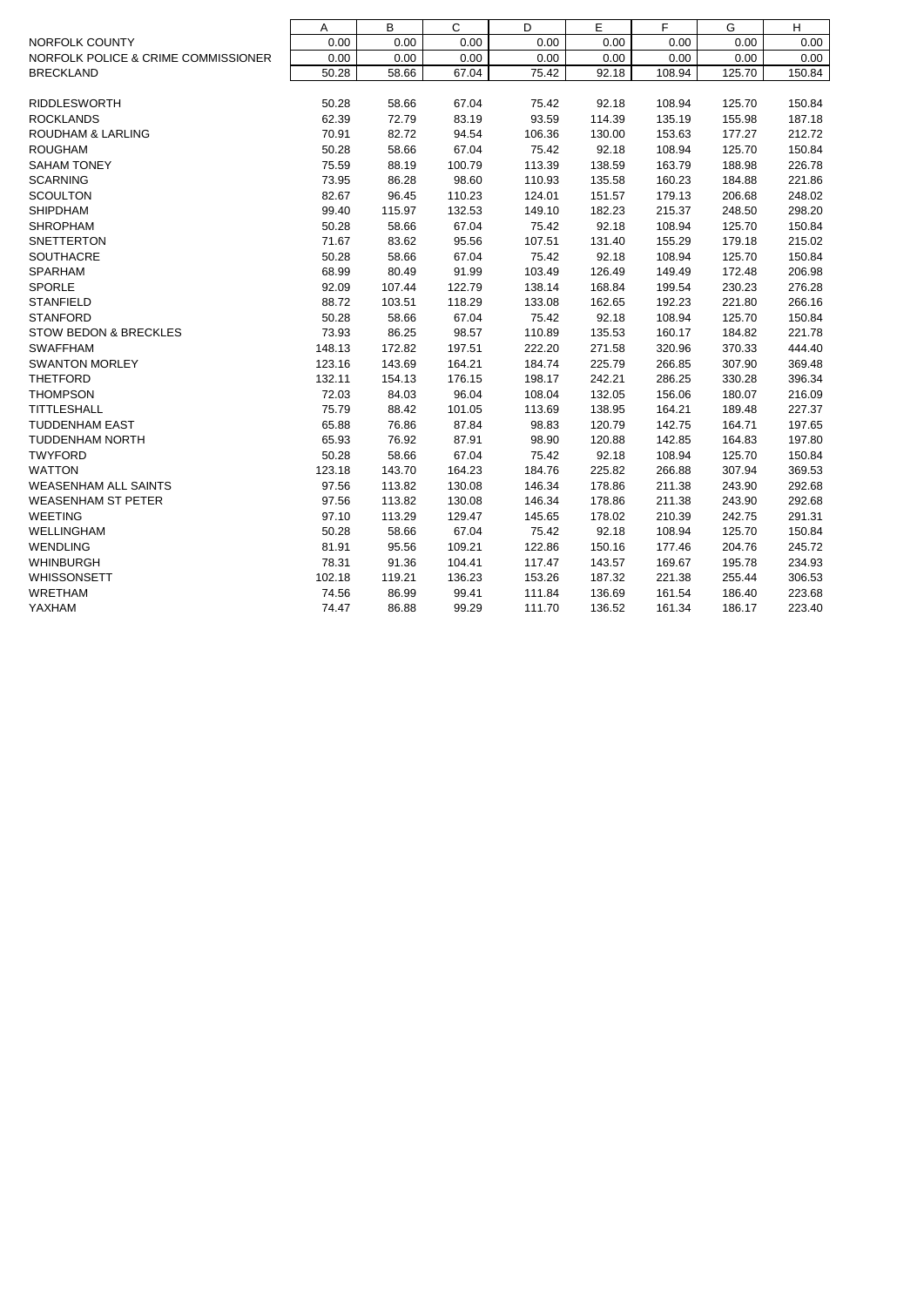| | A | B | C | D | E | F | G | H |
|---|---|---|---|---|---|---|---|---|
| NORFOLK COUNTY | 0.00 | 0.00 | 0.00 | 0.00 | 0.00 | 0.00 | 0.00 | 0.00 |
| NORFOLK POLICE & CRIME COMMISSIONER | 0.00 | 0.00 | 0.00 | 0.00 | 0.00 | 0.00 | 0.00 | 0.00 |
| BRECKLAND | 50.28 | 58.66 | 67.04 | 75.42 | 92.18 | 108.94 | 125.70 | 150.84 |
| | | | | | | | | |
| RIDDLESWORTH | 50.28 | 58.66 | 67.04 | 75.42 | 92.18 | 108.94 | 125.70 | 150.84 |
| ROCKLANDS | 62.39 | 72.79 | 83.19 | 93.59 | 114.39 | 135.19 | 155.98 | 187.18 |
| ROUDHAM & LARLING | 70.91 | 82.72 | 94.54 | 106.36 | 130.00 | 153.63 | 177.27 | 212.72 |
| ROUGHAM | 50.28 | 58.66 | 67.04 | 75.42 | 92.18 | 108.94 | 125.70 | 150.84 |
| SAHAM TONEY | 75.59 | 88.19 | 100.79 | 113.39 | 138.59 | 163.79 | 188.98 | 226.78 |
| SCARNING | 73.95 | 86.28 | 98.60 | 110.93 | 135.58 | 160.23 | 184.88 | 221.86 |
| SCOULTON | 82.67 | 96.45 | 110.23 | 124.01 | 151.57 | 179.13 | 206.68 | 248.02 |
| SHIPDHAM | 99.40 | 115.97 | 132.53 | 149.10 | 182.23 | 215.37 | 248.50 | 298.20 |
| SHROPHAM | 50.28 | 58.66 | 67.04 | 75.42 | 92.18 | 108.94 | 125.70 | 150.84 |
| SNETTERTON | 71.67 | 83.62 | 95.56 | 107.51 | 131.40 | 155.29 | 179.18 | 215.02 |
| SOUTHACRE | 50.28 | 58.66 | 67.04 | 75.42 | 92.18 | 108.94 | 125.70 | 150.84 |
| SPARHAM | 68.99 | 80.49 | 91.99 | 103.49 | 126.49 | 149.49 | 172.48 | 206.98 |
| SPORLE | 92.09 | 107.44 | 122.79 | 138.14 | 168.84 | 199.54 | 230.23 | 276.28 |
| STANFIELD | 88.72 | 103.51 | 118.29 | 133.08 | 162.65 | 192.23 | 221.80 | 266.16 |
| STANFORD | 50.28 | 58.66 | 67.04 | 75.42 | 92.18 | 108.94 | 125.70 | 150.84 |
| STOW BEDON & BRECKLES | 73.93 | 86.25 | 98.57 | 110.89 | 135.53 | 160.17 | 184.82 | 221.78 |
| SWAFFHAM | 148.13 | 172.82 | 197.51 | 222.20 | 271.58 | 320.96 | 370.33 | 444.40 |
| SWANTON MORLEY | 123.16 | 143.69 | 164.21 | 184.74 | 225.79 | 266.85 | 307.90 | 369.48 |
| THETFORD | 132.11 | 154.13 | 176.15 | 198.17 | 242.21 | 286.25 | 330.28 | 396.34 |
| THOMPSON | 72.03 | 84.03 | 96.04 | 108.04 | 132.05 | 156.06 | 180.07 | 216.09 |
| TITTLESHALL | 75.79 | 88.42 | 101.05 | 113.69 | 138.95 | 164.21 | 189.48 | 227.37 |
| TUDDENHAM EAST | 65.88 | 76.86 | 87.84 | 98.83 | 120.79 | 142.75 | 164.71 | 197.65 |
| TUDDENHAM NORTH | 65.93 | 76.92 | 87.91 | 98.90 | 120.88 | 142.85 | 164.83 | 197.80 |
| TWYFORD | 50.28 | 58.66 | 67.04 | 75.42 | 92.18 | 108.94 | 125.70 | 150.84 |
| WATTON | 123.18 | 143.70 | 164.23 | 184.76 | 225.82 | 266.88 | 307.94 | 369.53 |
| WEASENHAM ALL SAINTS | 97.56 | 113.82 | 130.08 | 146.34 | 178.86 | 211.38 | 243.90 | 292.68 |
| WEASENHAM ST PETER | 97.56 | 113.82 | 130.08 | 146.34 | 178.86 | 211.38 | 243.90 | 292.68 |
| WEETING | 97.10 | 113.29 | 129.47 | 145.65 | 178.02 | 210.39 | 242.75 | 291.31 |
| WELLINGHAM | 50.28 | 58.66 | 67.04 | 75.42 | 92.18 | 108.94 | 125.70 | 150.84 |
| WENDLING | 81.91 | 95.56 | 109.21 | 122.86 | 150.16 | 177.46 | 204.76 | 245.72 |
| WHINBURGH | 78.31 | 91.36 | 104.41 | 117.47 | 143.57 | 169.67 | 195.78 | 234.93 |
| WHISSONSETT | 102.18 | 119.21 | 136.23 | 153.26 | 187.32 | 221.38 | 255.44 | 306.53 |
| WRETHAM | 74.56 | 86.99 | 99.41 | 111.84 | 136.69 | 161.54 | 186.40 | 223.68 |
| YAXHAM | 74.47 | 86.88 | 99.29 | 111.70 | 136.52 | 161.34 | 186.17 | 223.40 |